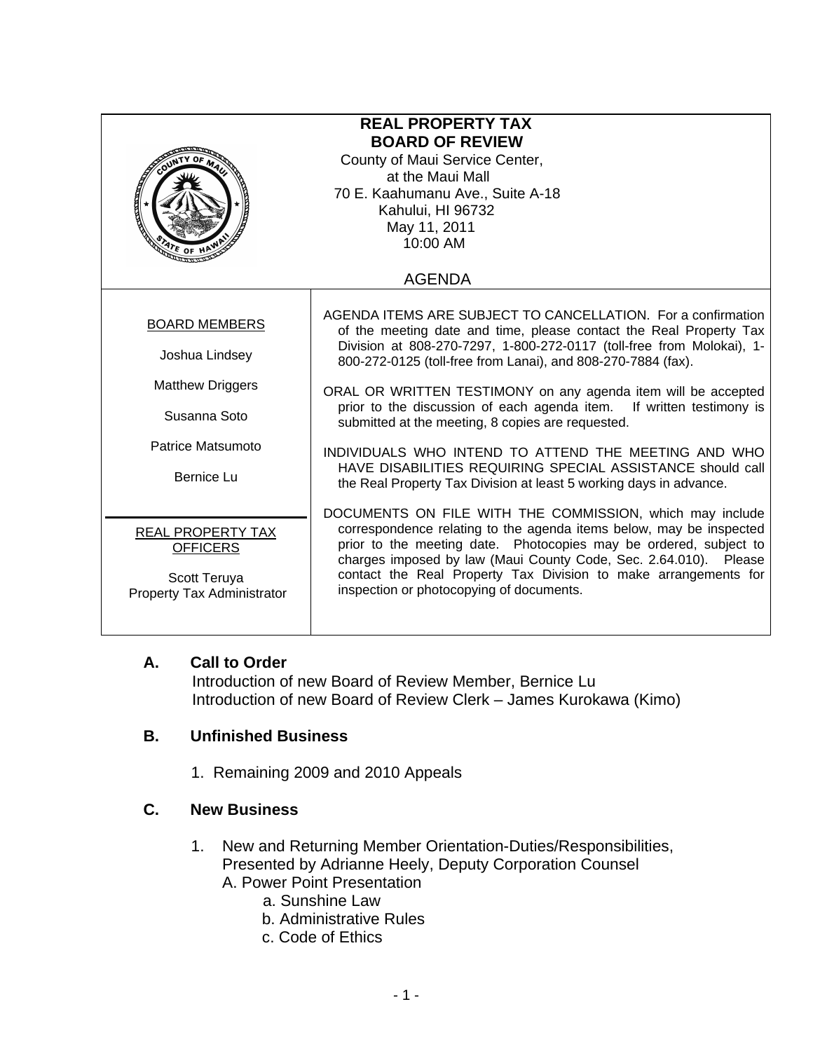# REAL PROPERTY TAX BOARD OF REVIEW

County of Maui Service Center,
at the Maui Mall
70 E. Kaahumanu Ave., Suite A-18
Kahului, HI 96732
May 11, 2011
10:00 AM

## AGENDA

**BOARD MEMBERS**

Joshua Lindsey

Matthew Driggers

Susanna Soto

Patrice Matsumoto

Bernice Lu

**REAL PROPERTY TAX OFFICERS**

Scott Teruya
Property Tax Administrator

AGENDA ITEMS ARE SUBJECT TO CANCELLATION. For a confirmation of the meeting date and time, please contact the Real Property Tax Division at 808-270-7297, 1-800-272-0117 (toll-free from Molokai), 1-800-272-0125 (toll-free from Lanai), and 808-270-7884 (fax).

ORAL OR WRITTEN TESTIMONY on any agenda item will be accepted prior to the discussion of each agenda item. If written testimony is submitted at the meeting, 8 copies are requested.

INDIVIDUALS WHO INTEND TO ATTEND THE MEETING AND WHO HAVE DISABILITIES REQUIRING SPECIAL ASSISTANCE should call the Real Property Tax Division at least 5 working days in advance.

DOCUMENTS ON FILE WITH THE COMMISSION, which may include correspondence relating to the agenda items below, may be inspected prior to the meeting date. Photocopies may be ordered, subject to charges imposed by law (Maui County Code, Sec. 2.64.010). Please contact the Real Property Tax Division to make arrangements for inspection or photocopying of documents.

### A. Call to Order

Introduction of new Board of Review Member, Bernice Lu
Introduction of new Board of Review Clerk – James Kurokawa (Kimo)

### B. Unfinished Business

1. Remaining 2009 and 2010 Appeals

### C. New Business

1. New and Returning Member Orientation-Duties/Responsibilities, Presented by Adrianne Heely, Deputy Corporation Counsel
   - A. Power Point Presentation
     - a. Sunshine Law
     - b. Administrative Rules
     - c. Code of Ethics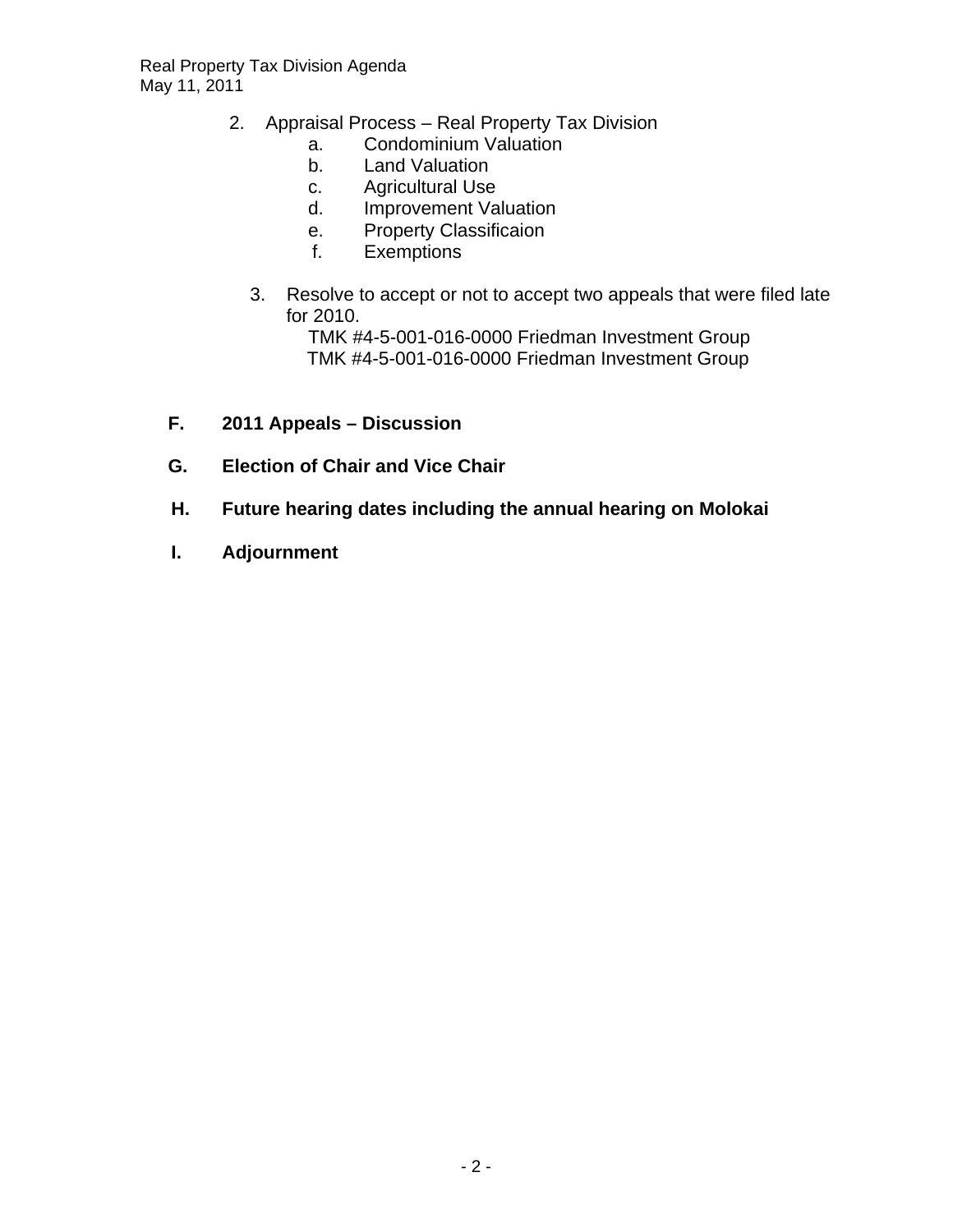2. Appraisal Process – Real Property Tax Division
    a. Condominium Valuation
    b. Land Valuation
    c. Agricultural Use
    d. Improvement Valuation
    e. Property Classificaion
    f. Exemptions

3. Resolve to accept or not to accept two appeals that were filed late for 2010.
    TMK #4-5-001-016-0000 Friedman Investment Group
    TMK #4-5-001-016-0000 Friedman Investment Group

**F. 2011 Appeals – Discussion**

**G. Election of Chair and Vice Chair**

**H. Future hearing dates including the annual hearing on Molokai**

**I. Adjournment**